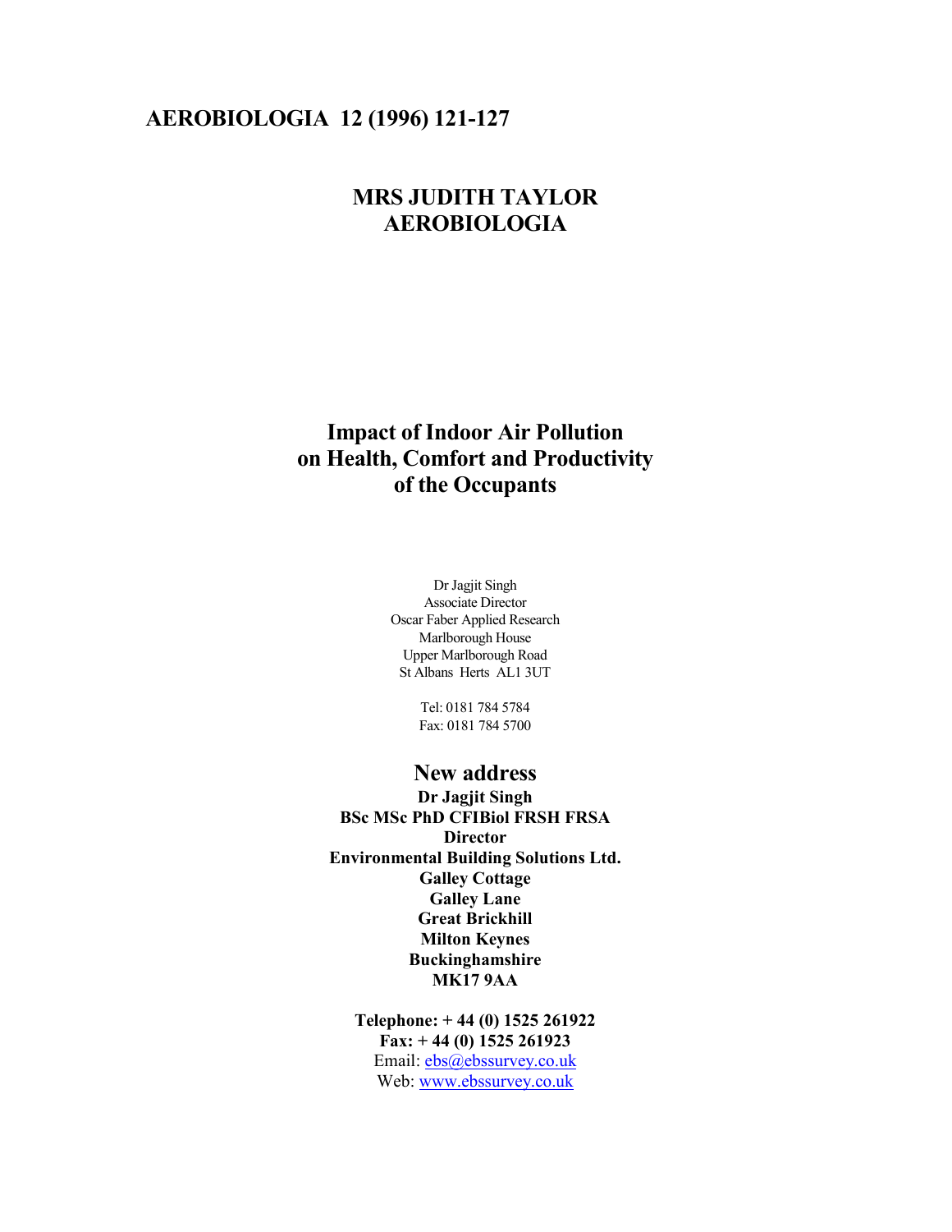**AEROBIOLOGIA 12 (1996) 121-127**

**MRS JUDITH TAYLOR**
**AEROBIOLOGIA**

# Impact of Indoor Air Pollution on Health, Comfort and Productivity of the Occupants

Dr Jagjit Singh
Associate Director
Oscar Faber Applied Research
Marlborough House
Upper Marlborough Road
St Albans Herts AL1 3UT

Tel: 0181 784 5784
Fax: 0181 784 5700

## New address

**Dr Jagjit Singh**
**BSc MSc PhD CFIBiol FRSH FRSA**
**Director**
**Environmental Building Solutions Ltd.**
**Galley Cottage**
**Galley Lane**
**Great Brickhill**
**Milton Keynes**
**Buckinghamshire**
**MK17 9AA**

**Telephone: + 44 (0) 1525 261922**
**Fax: + 44 (0) 1525 261923**
Email: ebs@ebssurvey.co.uk
Web: www.ebssurvey.co.uk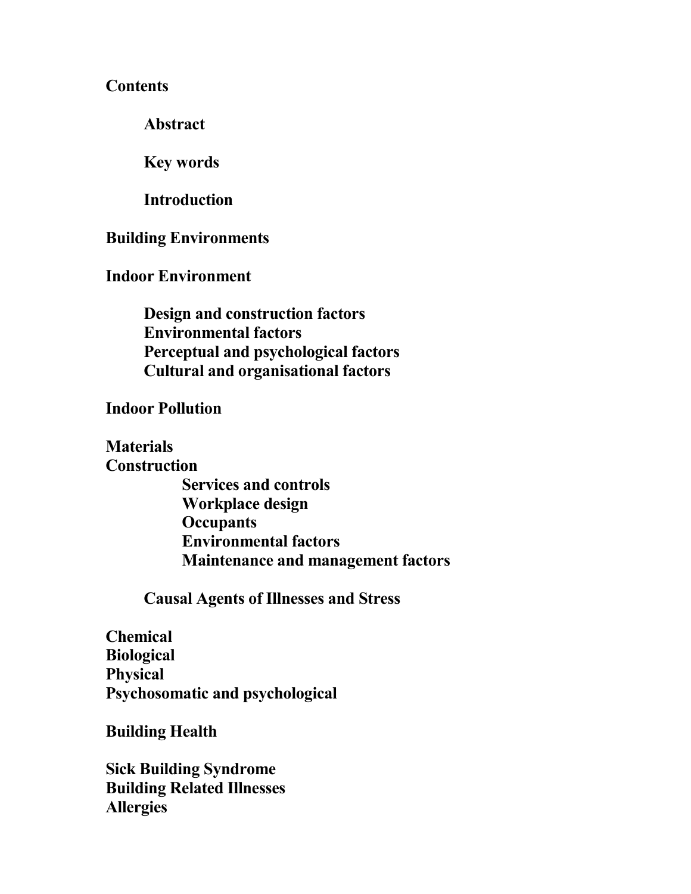**Contents**

- **Abstract**
- **Key words**
- **Introduction**

**Building Environments**

**Indoor Environment**

- **Design and construction factors**
- **Environmental factors**
- **Perceptual and psychological factors**
- **Cultural and organisational factors**

**Indoor Pollution**

**Materials**

**Construction**

- **Services and controls**
- **Workplace design**
- **Occupants**
- **Environmental factors**
- **Maintenance and management factors**

**Causal Agents of Illnesses and Stress**

**Chemical**

**Biological**

**Physical**

**Psychosomatic and psychological**

**Building Health**

**Sick Building Syndrome**

**Building Related Illnesses**

**Allergies**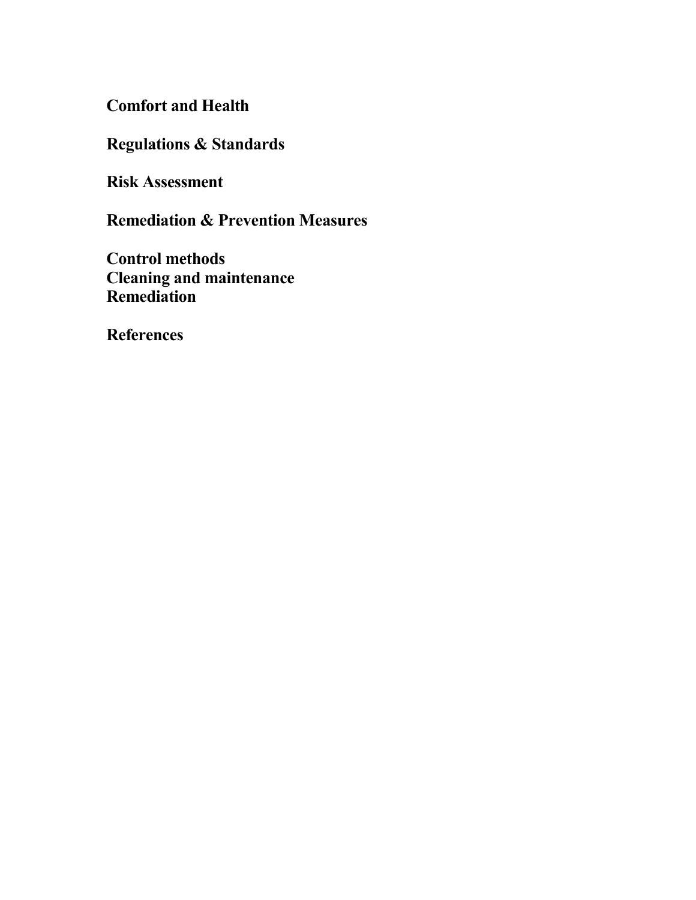**Comfort and Health**

**Regulations & Standards**

**Risk Assessment**

**Remediation & Prevention Measures**

**Control methods**
**Cleaning and maintenance**
**Remediation**

**References**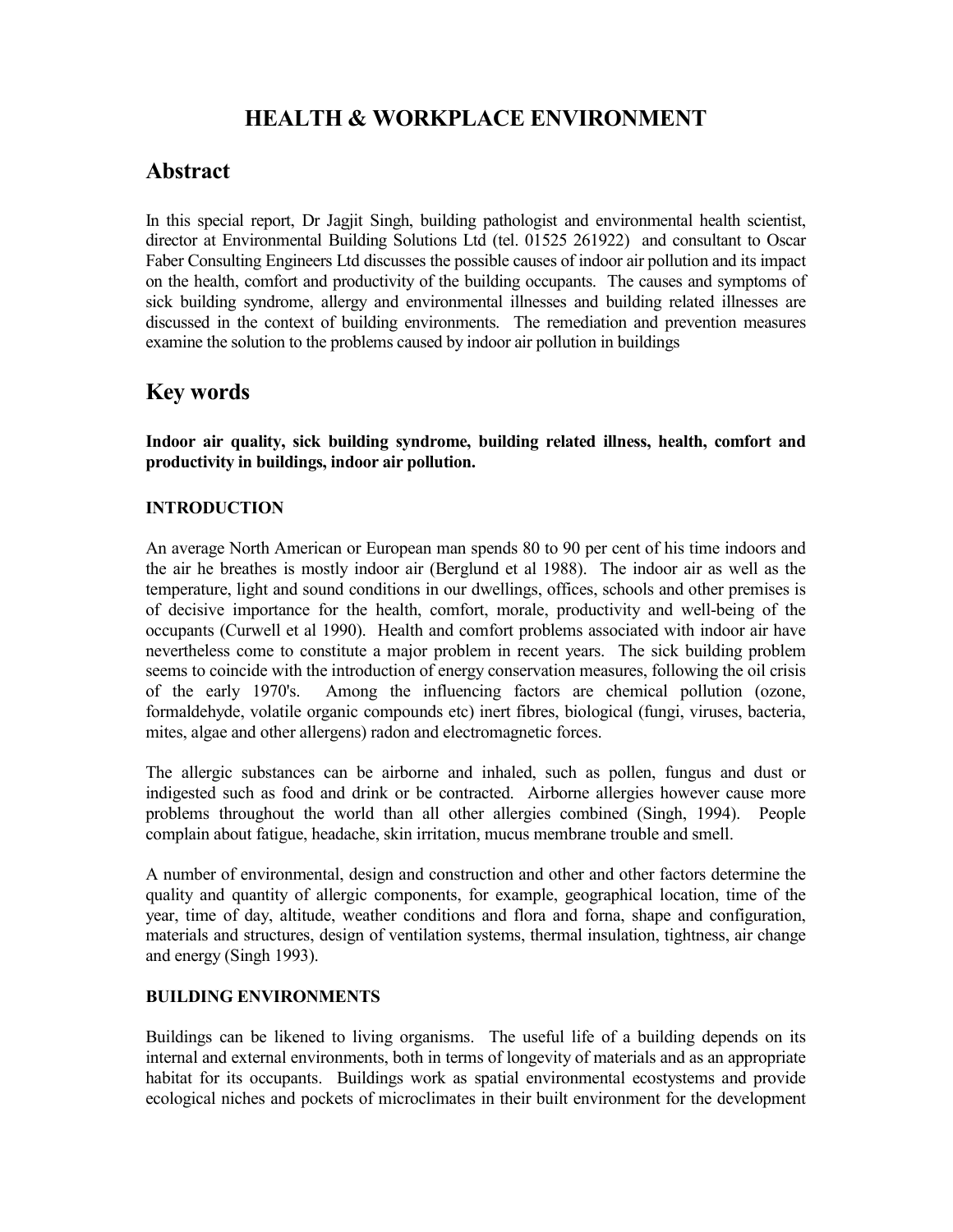# HEALTH & WORKPLACE ENVIRONMENT

## Abstract

In this special report, Dr Jagjit Singh, building pathologist and environmental health scientist, director at Environmental Building Solutions Ltd (tel. 01525 261922) and consultant to Oscar Faber Consulting Engineers Ltd discusses the possible causes of indoor air pollution and its impact on the health, comfort and productivity of the building occupants. The causes and symptoms of sick building syndrome, allergy and environmental illnesses and building related illnesses are discussed in the context of building environments. The remediation and prevention measures examine the solution to the problems caused by indoor air pollution in buildings

## Key words

**Indoor air quality, sick building syndrome, building related illness, health, comfort and productivity in buildings, indoor air pollution.**

### INTRODUCTION

An average North American or European man spends 80 to 90 per cent of his time indoors and the air he breathes is mostly indoor air (Berglund et al 1988). The indoor air as well as the temperature, light and sound conditions in our dwellings, offices, schools and other premises is of decisive importance for the health, comfort, morale, productivity and well-being of the occupants (Curwell et al 1990). Health and comfort problems associated with indoor air have nevertheless come to constitute a major problem in recent years. The sick building problem seems to coincide with the introduction of energy conservation measures, following the oil crisis of the early 1970's. Among the influencing factors are chemical pollution (ozone, formaldehyde, volatile organic compounds etc) inert fibres, biological (fungi, viruses, bacteria, mites, algae and other allergens) radon and electromagnetic forces.

The allergic substances can be airborne and inhaled, such as pollen, fungus and dust or indigested such as food and drink or be contracted. Airborne allergies however cause more problems throughout the world than all other allergies combined (Singh, 1994). People complain about fatigue, headache, skin irritation, mucus membrane trouble and smell.

A number of environmental, design and construction and other and other factors determine the quality and quantity of allergic components, for example, geographical location, time of the year, time of day, altitude, weather conditions and flora and forna, shape and configuration, materials and structures, design of ventilation systems, thermal insulation, tightness, air change and energy (Singh 1993).

### BUILDING ENVIRONMENTS

Buildings can be likened to living organisms. The useful life of a building depends on its internal and external environments, both in terms of longevity of materials and as an appropriate habitat for its occupants. Buildings work as spatial environmental ecostystems and provide ecological niches and pockets of microclimates in their built environment for the development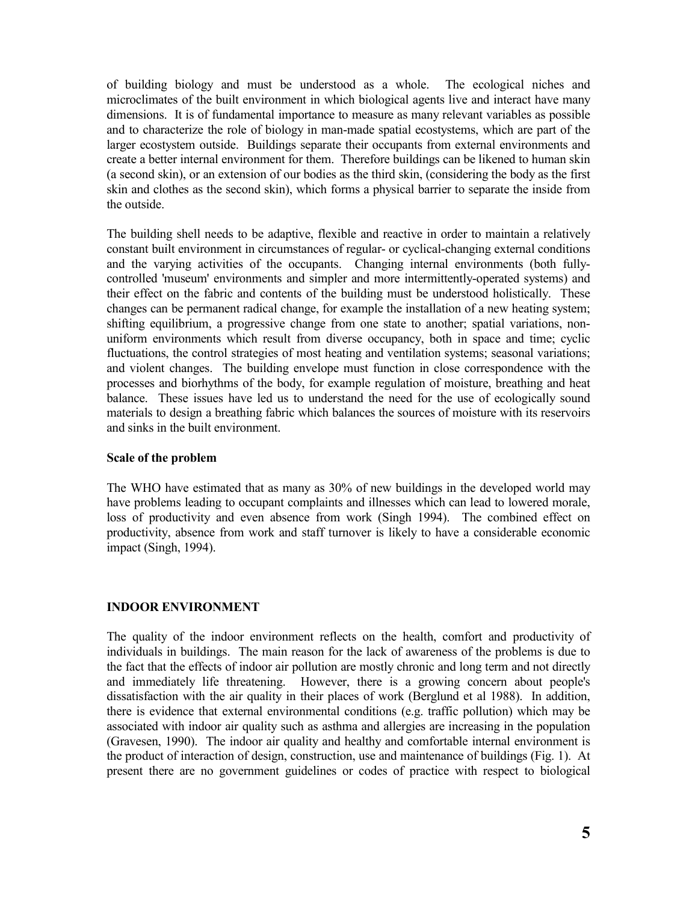of building biology and must be understood as a whole. The ecological niches and microclimates of the built environment in which biological agents live and interact have many dimensions. It is of fundamental importance to measure as many relevant variables as possible and to characterize the role of biology in man-made spatial ecostystems, which are part of the larger ecostystem outside. Buildings separate their occupants from external environments and create a better internal environment for them. Therefore buildings can be likened to human skin (a second skin), or an extension of our bodies as the third skin, (considering the body as the first skin and clothes as the second skin), which forms a physical barrier to separate the inside from the outside.

The building shell needs to be adaptive, flexible and reactive in order to maintain a relatively constant built environment in circumstances of regular- or cyclical-changing external conditions and the varying activities of the occupants. Changing internal environments (both fully-controlled 'museum' environments and simpler and more intermittently-operated systems) and their effect on the fabric and contents of the building must be understood holistically. These changes can be permanent radical change, for example the installation of a new heating system; shifting equilibrium, a progressive change from one state to another; spatial variations, non-uniform environments which result from diverse occupancy, both in space and time; cyclic fluctuations, the control strategies of most heating and ventilation systems; seasonal variations; and violent changes. The building envelope must function in close correspondence with the processes and biorhythms of the body, for example regulation of moisture, breathing and heat balance. These issues have led us to understand the need for the use of ecologically sound materials to design a breathing fabric which balances the sources of moisture with its reservoirs and sinks in the built environment.

### Scale of the problem

The WHO have estimated that as many as 30% of new buildings in the developed world may have problems leading to occupant complaints and illnesses which can lead to lowered morale, loss of productivity and even absence from work (Singh 1994). The combined effect on productivity, absence from work and staff turnover is likely to have a considerable economic impact (Singh, 1994).

## INDOOR ENVIRONMENT

The quality of the indoor environment reflects on the health, comfort and productivity of individuals in buildings. The main reason for the lack of awareness of the problems is due to the fact that the effects of indoor air pollution are mostly chronic and long term and not directly and immediately life threatening. However, there is a growing concern about people's dissatisfaction with the air quality in their places of work (Berglund et al 1988). In addition, there is evidence that external environmental conditions (e.g. traffic pollution) which may be associated with indoor air quality such as asthma and allergies are increasing in the population (Gravesen, 1990). The indoor air quality and healthy and comfortable internal environment is the product of interaction of design, construction, use and maintenance of buildings (Fig. 1). At present there are no government guidelines or codes of practice with respect to biological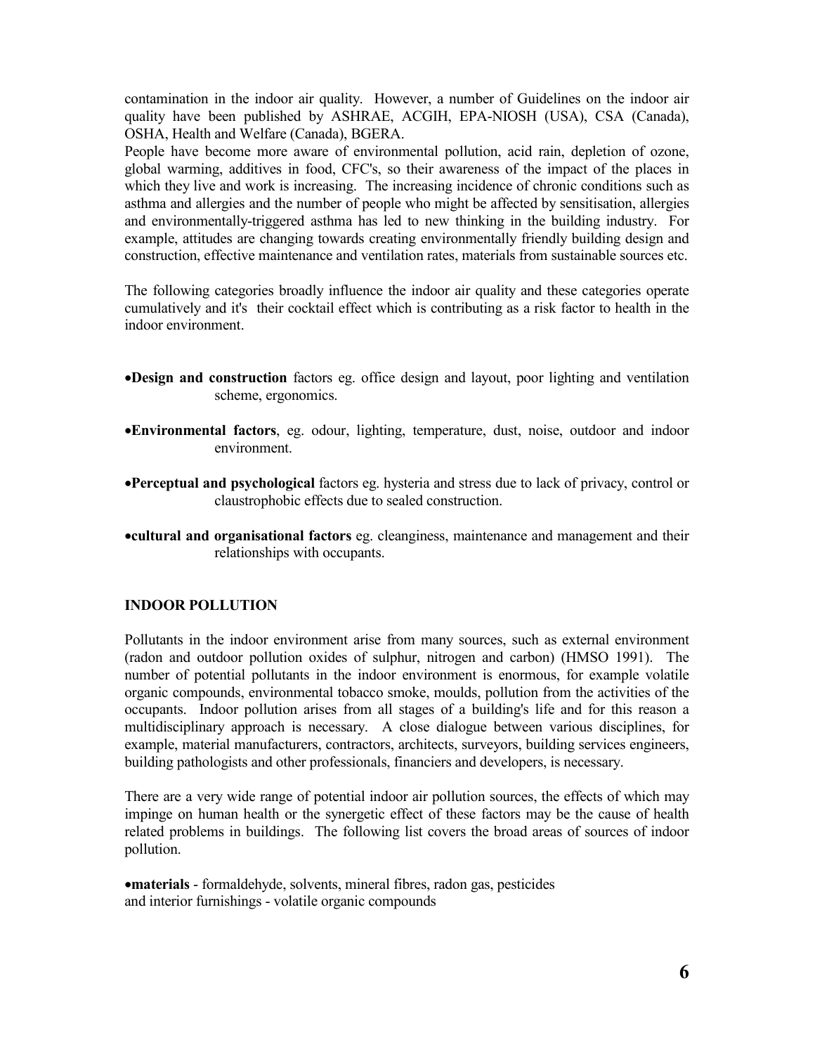contamination in the indoor air quality. However, a number of Guidelines on the indoor air quality have been published by ASHRAE, ACGIH, EPA-NIOSH (USA), CSA (Canada), OSHA, Health and Welfare (Canada), BGERA.

People have become more aware of environmental pollution, acid rain, depletion of ozone, global warming, additives in food, CFC's, so their awareness of the impact of the places in which they live and work is increasing. The increasing incidence of chronic conditions such as asthma and allergies and the number of people who might be affected by sensitisation, allergies and environmentally-triggered asthma has led to new thinking in the building industry. For example, attitudes are changing towards creating environmentally friendly building design and construction, effective maintenance and ventilation rates, materials from sustainable sources etc.

The following categories broadly influence the indoor air quality and these categories operate cumulatively and it's their cocktail effect which is contributing as a risk factor to health in the indoor environment.

- **Design and construction** factors eg. office design and layout, poor lighting and ventilation scheme, ergonomics.
- **Environmental factors**, eg. odour, lighting, temperature, dust, noise, outdoor and indoor environment.
- **Perceptual and psychological** factors eg. hysteria and stress due to lack of privacy, control or claustrophobic effects due to sealed construction.
- **cultural and organisational factors** eg. cleanginess, maintenance and management and their relationships with occupants.

## INDOOR POLLUTION

Pollutants in the indoor environment arise from many sources, such as external environment (radon and outdoor pollution oxides of sulphur, nitrogen and carbon) (HMSO 1991). The number of potential pollutants in the indoor environment is enormous, for example volatile organic compounds, environmental tobacco smoke, moulds, pollution from the activities of the occupants. Indoor pollution arises from all stages of a building's life and for this reason a multidisciplinary approach is necessary. A close dialogue between various disciplines, for example, material manufacturers, contractors, architects, surveyors, building services engineers, building pathologists and other professionals, financiers and developers, is necessary.

There are a very wide range of potential indoor air pollution sources, the effects of which may impinge on human health or the synergetic effect of these factors may be the cause of health related problems in buildings. The following list covers the broad areas of sources of indoor pollution.

- **materials** - formaldehyde, solvents, mineral fibres, radon gas, pesticides
and interior furnishings - volatile organic compounds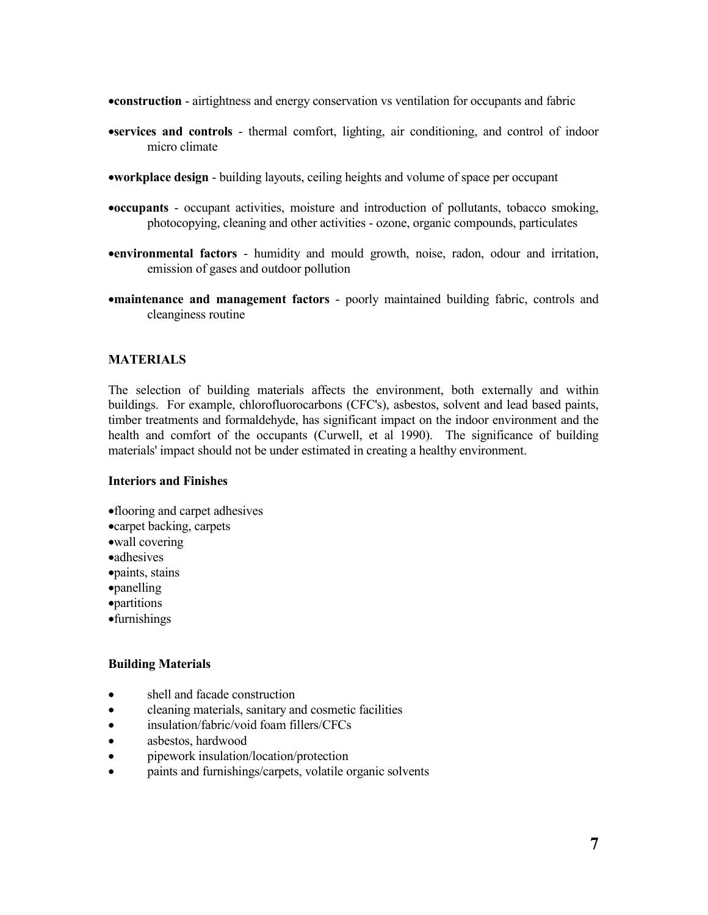- **construction** - airtightness and energy conservation vs ventilation for occupants and fabric
- **services and controls** - thermal comfort, lighting, air conditioning, and control of indoor micro climate
- **workplace design** - building layouts, ceiling heights and volume of space per occupant
- **occupants** - occupant activities, moisture and introduction of pollutants, tobacco smoking, photocopying, cleaning and other activities - ozone, organic compounds, particulates
- **environmental factors** - humidity and mould growth, noise, radon, odour and irritation, emission of gases and outdoor pollution
- **maintenance and management factors** - poorly maintained building fabric, controls and cleanginess routine

## MATERIALS

The selection of building materials affects the environment, both externally and within buildings. For example, chlorofluorocarbons (CFC's), asbestos, solvent and lead based paints, timber treatments and formaldehyde, has significant impact on the indoor environment and the health and comfort of the occupants (Curwell, et al 1990). The significance of building materials' impact should not be under estimated in creating a healthy environment.

### Interiors and Finishes

- flooring and carpet adhesives
- carpet backing, carpets
- wall covering
- adhesives
- paints, stains
- panelling
- partitions
- furnishings

### Building Materials

- shell and facade construction
- cleaning materials, sanitary and cosmetic facilities
- insulation/fabric/void foam fillers/CFCs
- asbestos, hardwood
- pipework insulation/location/protection
- paints and furnishings/carpets, volatile organic solvents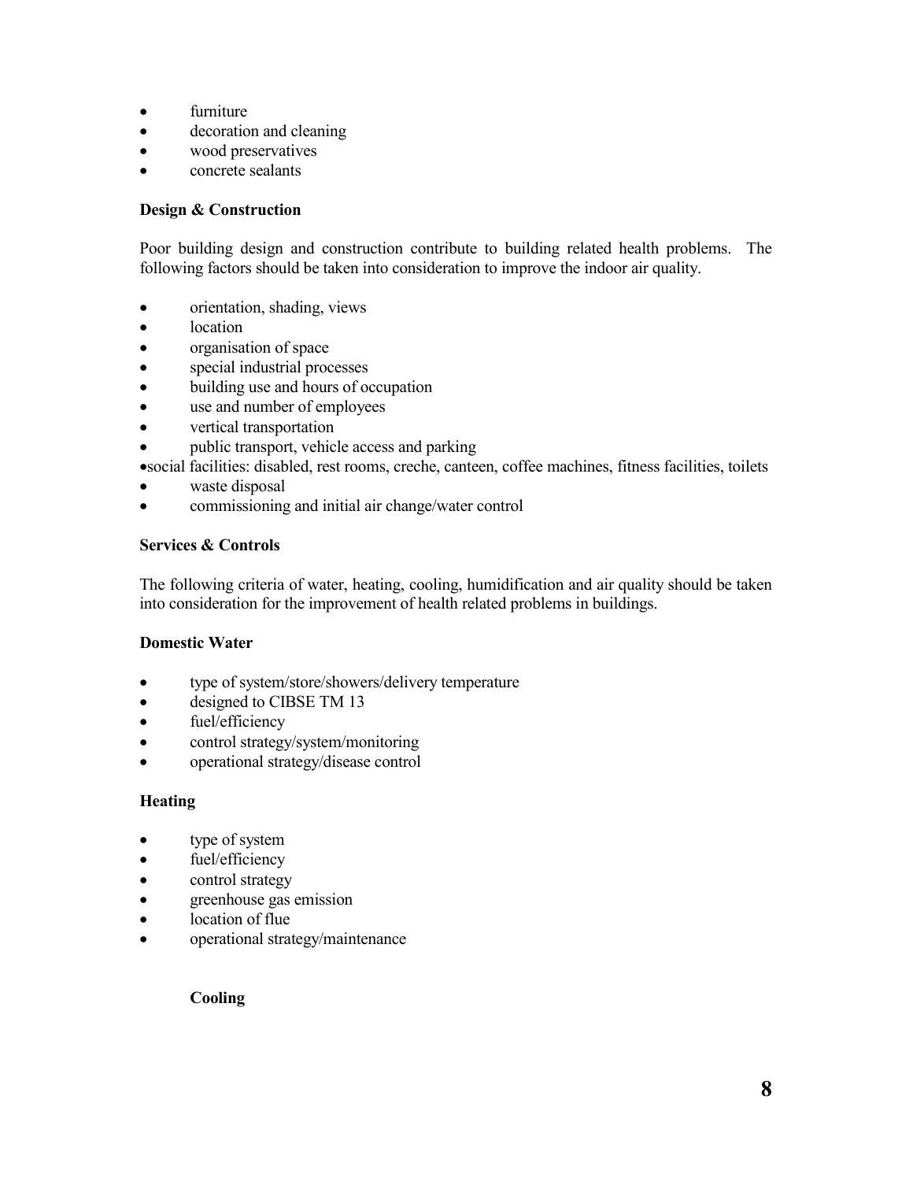- furniture
- decoration and cleaning
- wood preservatives
- concrete sealants

**Design & Construction**

Poor building design and construction contribute to building related health problems. The following factors should be taken into consideration to improve the indoor air quality.

- orientation, shading, views
- location
- organisation of space
- special industrial processes
- building use and hours of occupation
- use and number of employees
- vertical transportation
- public transport, vehicle access and parking
- social facilities: disabled, rest rooms, creche, canteen, coffee machines, fitness facilities, toilets
- waste disposal
- commissioning and initial air change/water control

**Services & Controls**

The following criteria of water, heating, cooling, humidification and air quality should be taken into consideration for the improvement of health related problems in buildings.

**Domestic Water**

- type of system/store/showers/delivery temperature
- designed to CIBSE TM 13
- fuel/efficiency
- control strategy/system/monitoring
- operational strategy/disease control

**Heating**

- type of system
- fuel/efficiency
- control strategy
- greenhouse gas emission
- location of flue
- operational strategy/maintenance

**Cooling**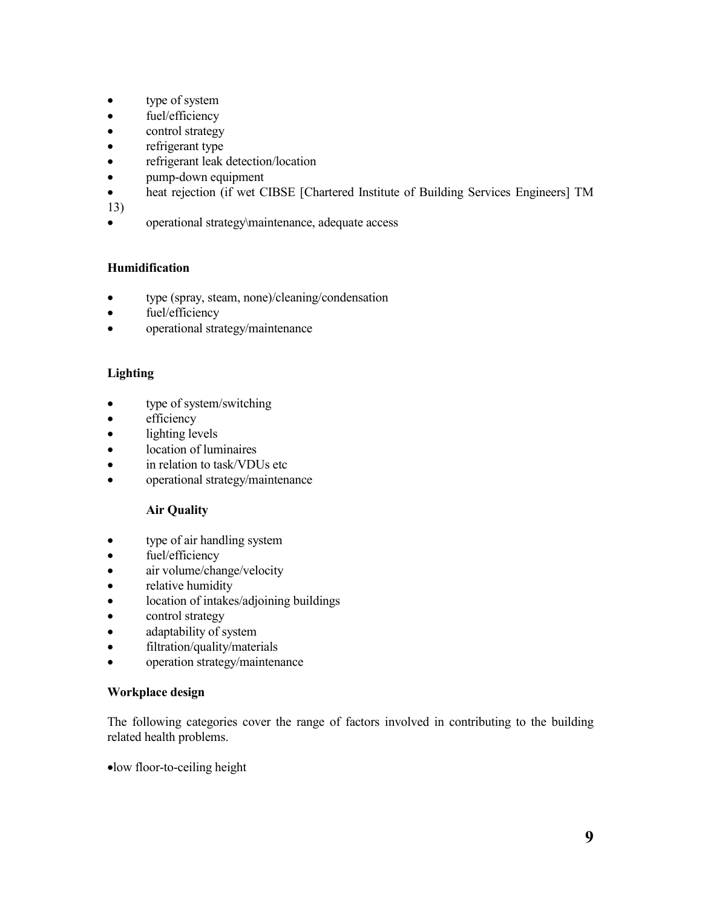- type of system
- fuel/efficiency
- control strategy
- refrigerant type
- refrigerant leak detection/location
- pump-down equipment
- heat rejection (if wet CIBSE [Chartered Institute of Building Services Engineers] TM 13)
- operational strategy\maintenance, adequate access

**Humidification**

- type (spray, steam, none)/cleaning/condensation
- fuel/efficiency
- operational strategy/maintenance

**Lighting**

- type of system/switching
- efficiency
- lighting levels
- location of luminaires
- in relation to task/VDUs etc
- operational strategy/maintenance

**Air Quality**

- type of air handling system
- fuel/efficiency
- air volume/change/velocity
- relative humidity
- location of intakes/adjoining buildings
- control strategy
- adaptability of system
- filtration/quality/materials
- operation strategy/maintenance

**Workplace design**

The following categories cover the range of factors involved in contributing to the building related health problems.

- low floor-to-ceiling height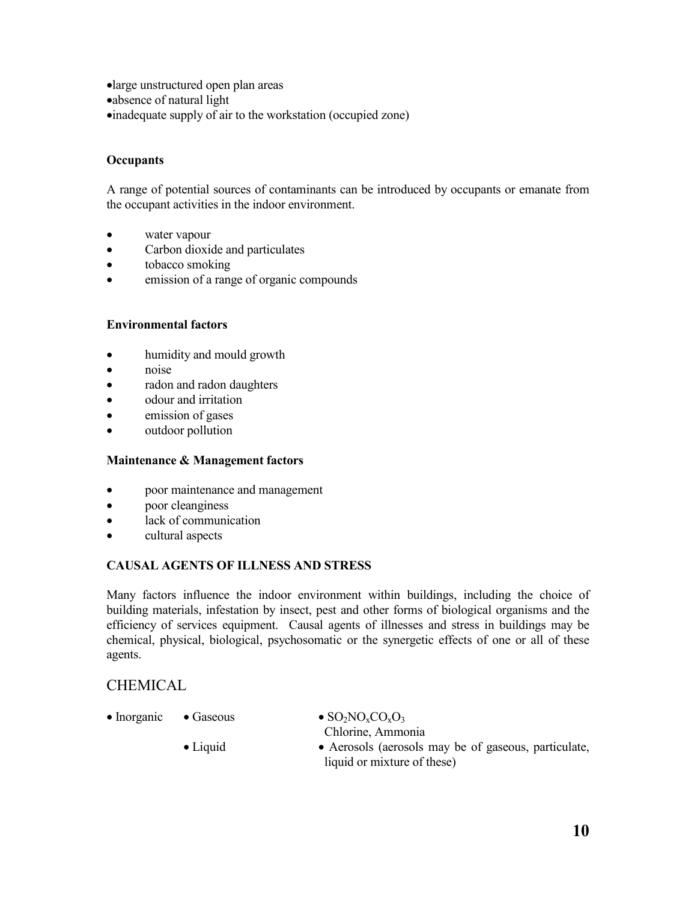- large unstructured open plan areas
- absence of natural light
- inadequate supply of air to the workstation (occupied zone)

**Occupants**

A range of potential sources of contaminants can be introduced by occupants or emanate from the occupant activities in the indoor environment.

- water vapour
- Carbon dioxide and particulates
- tobacco smoking
- emission of a range of organic compounds

**Environmental factors**

- humidity and mould growth
- noise
- radon and radon daughters
- odour and irritation
- emission of gases
- outdoor pollution

**Maintenance & Management factors**

- poor maintenance and management
- poor cleanginess
- lack of communication
- cultural aspects

**CAUSAL AGENTS OF ILLNESS AND STRESS**

Many factors influence the indoor environment within buildings, including the choice of building materials, infestation by insect, pest and other forms of biological organisms and the efficiency of services equipment. Causal agents of illnesses and stress in buildings may be chemical, physical, biological, psychosomatic or the synergetic effects of one or all of these agents.

## CHEMICAL

| | | |
|---|---|---|
| • Inorganic | • Gaseous | • $SO_2NO_xCO_xO_3$ Chlorine, Ammonia |
| | • Liquid | • Aerosols (aerosols may be of gaseous, particulate, liquid or mixture of these) |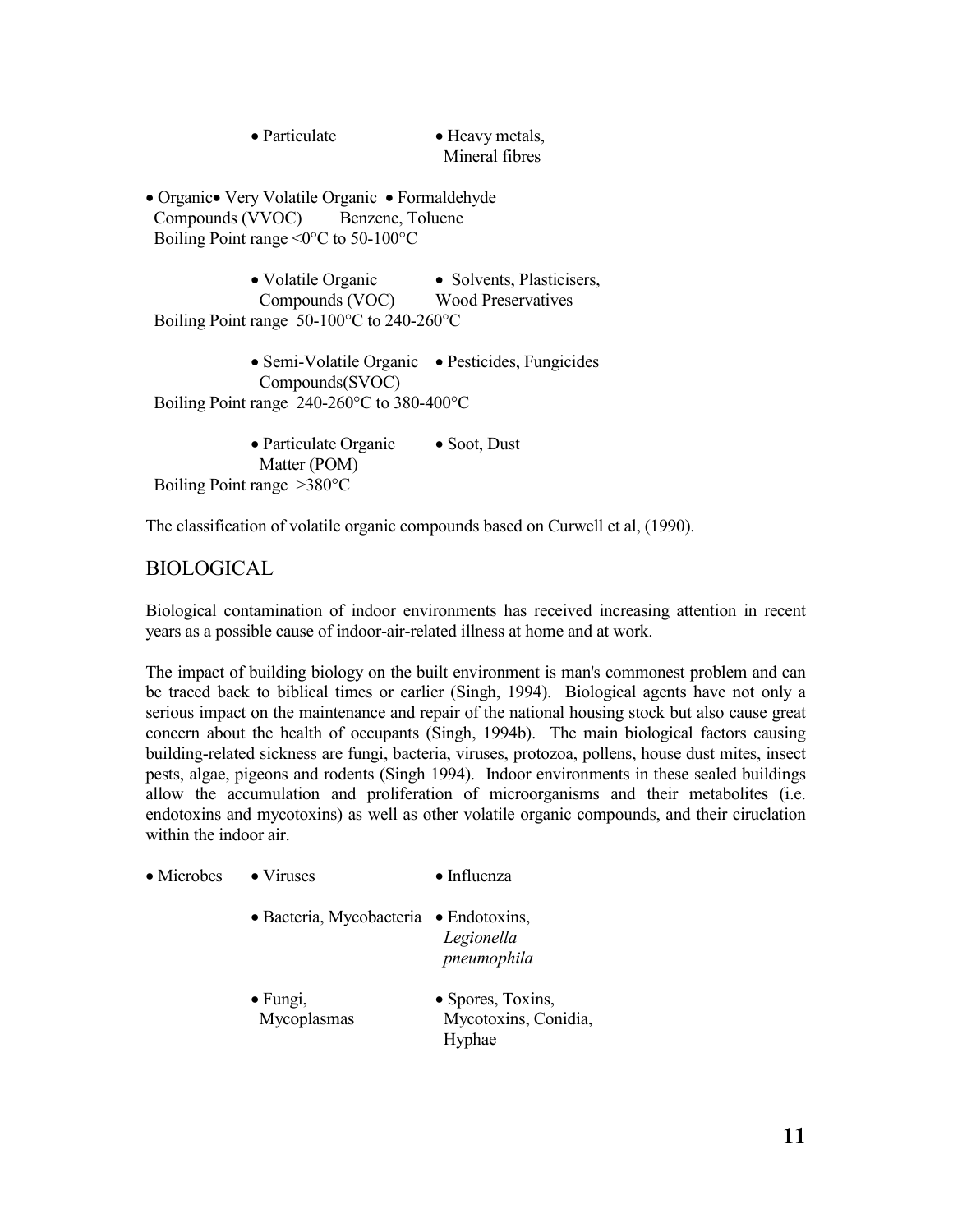| | | |
|---|---|---|
| | • Particulate | • Heavy metals, Mineral fibres |
| • Organic | • Very Volatile Organic Compounds (VVOC) Boiling Point range <0°C to 50-100°C | • Formaldehyde Benzene, Toluene |
| | • Volatile Organic Compounds (VOC) Boiling Point range 50-100°C to 240-260°C | • Solvents, Plasticisers, Wood Preservatives |
| | • Semi-Volatile Organic Compounds(SVOC) Boiling Point range 240-260°C to 380-400°C | • Pesticides, Fungicides |
| | • Particulate Organic Matter (POM) Boiling Point range >380°C | • Soot, Dust |

The classification of volatile organic compounds based on Curwell et al, (1990).

## BIOLOGICAL

Biological contamination of indoor environments has received increasing attention in recent years as a possible cause of indoor-air-related illness at home and at work.

The impact of building biology on the built environment is man's commonest problem and can be traced back to biblical times or earlier (Singh, 1994). Biological agents have not only a serious impact on the maintenance and repair of the national housing stock but also cause great concern about the health of occupants (Singh, 1994b). The main biological factors causing building-related sickness are fungi, bacteria, viruses, protozoa, pollens, house dust mites, insect pests, algae, pigeons and rodents (Singh 1994). Indoor environments in these sealed buildings allow the accumulation and proliferation of microorganisms and their metabolites (i.e. endotoxins and mycotoxins) as well as other volatile organic compounds, and their ciruclation within the indoor air.

| | | |
|---|---|---|
| • Microbes | • Viruses | • Influenza |
| | • Bacteria, Mycobacteria | • Endotoxins, *Legionella pneumophila* |
| | • Fungi, Mycoplasmas | • Spores, Toxins, Mycotoxins, Conidia, Hyphae |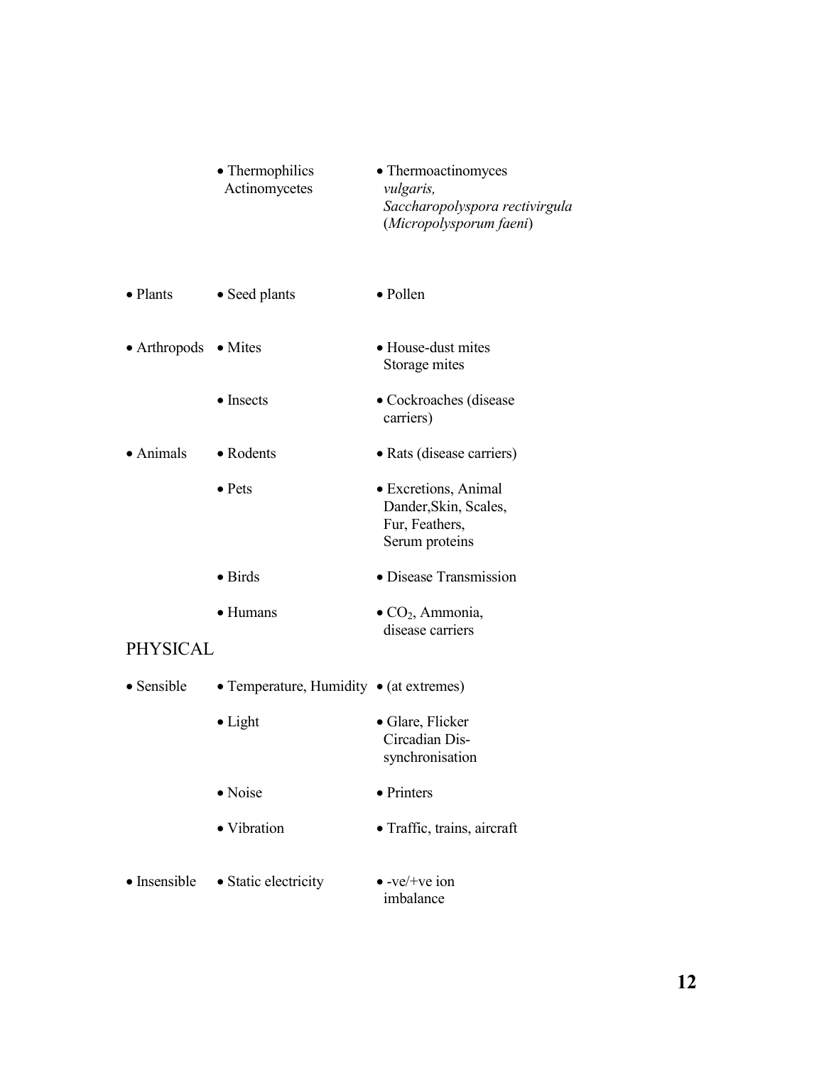| | | |
|---|---|---|
| | • Thermophilics Actinomycetes | • Thermoactinomyces *vulgaris, Saccharopolyspora rectivirgula* (*Micropolysporum faeni*) |
| • Plants | • Seed plants | • Pollen |
| • Arthropods | • Mites | • House-dust mites Storage mites |
| | • Insects | • Cockroaches (disease carriers) |
| • Animals | • Rodents | • Rats (disease carriers) |
| | • Pets | • Excretions, Animal Dander,Skin, Scales, Fur, Feathers, Serum proteins |
| | • Birds | • Disease Transmission |
| | • Humans | • $CO_2$, Ammonia, disease carriers |

PHYSICAL

| | | |
|---|---|---|
| • Sensible | • Temperature, Humidity | • (at extremes) |
| | • Light | • Glare, Flicker Circadian Dis-synchronisation |
| | • Noise | • Printers |
| | • Vibration | • Traffic, trains, aircraft |
| • Insensible | • Static electricity | • -ve/+ve ion imbalance |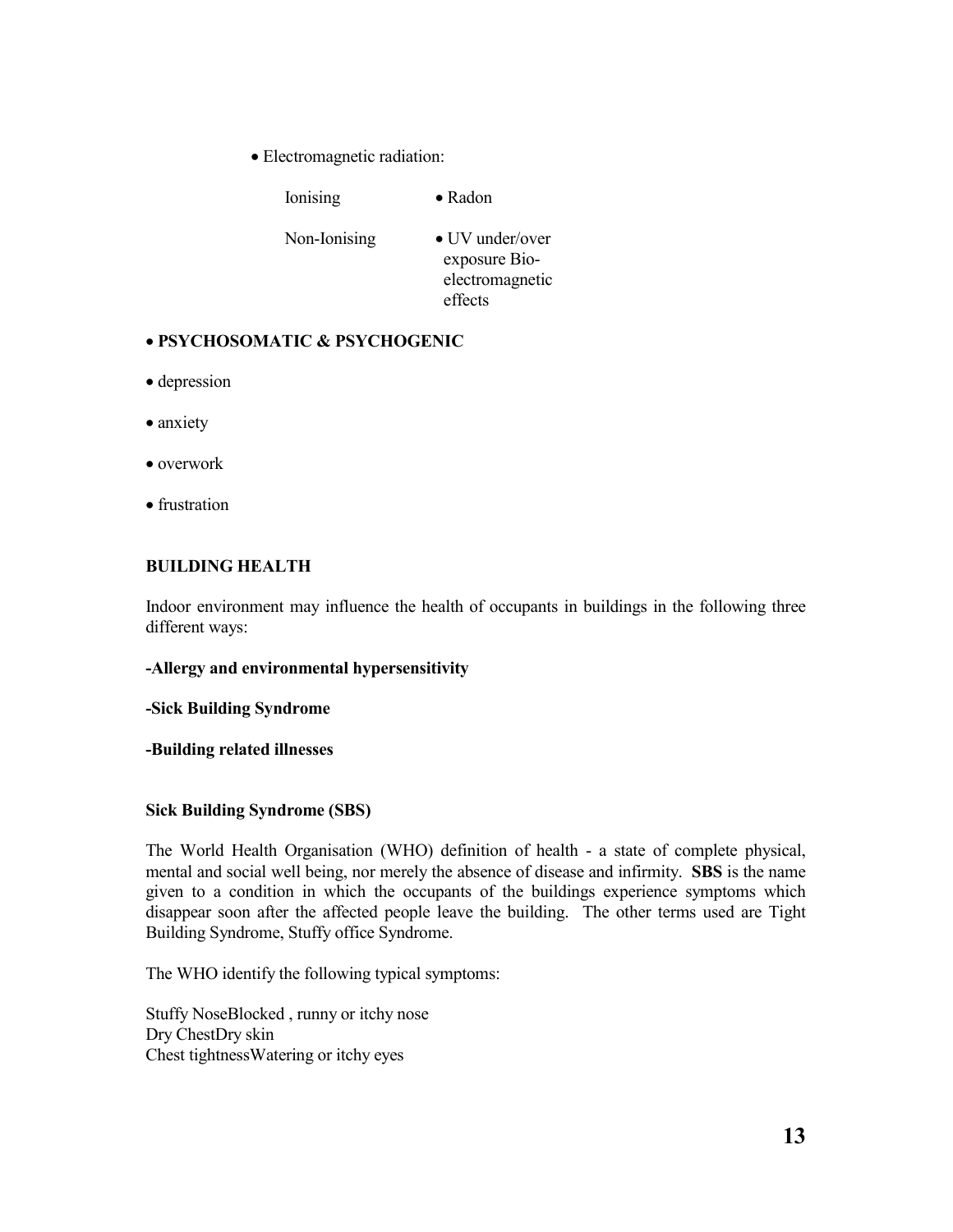- Electromagnetic radiation:

| | |
|---|---|
| Ionising | • Radon |
| Non-Ionising | • UV under/over exposure Bio-electromagnetic effects |

- **PSYCHOSOMATIC & PSYCHOGENIC**

- depression
- anxiety
- overwork
- frustration

**BUILDING HEALTH**

Indoor environment may influence the health of occupants in buildings in the following three different ways:

**-Allergy and environmental hypersensitivity**

**-Sick Building Syndrome**

**-Building related illnesses**

**Sick Building Syndrome (SBS)**

The World Health Organisation (WHO) definition of health - a state of complete physical, mental and social well being, nor merely the absence of disease and infirmity. **SBS** is the name given to a condition in which the occupants of the buildings experience symptoms which disappear soon after the affected people leave the building. The other terms used are Tight Building Syndrome, Stuffy office Syndrome.

The WHO identify the following typical symptoms:

Stuffy NoseBlocked , runny or itchy nose
Dry ChestDry skin
Chest tightnessWatering or itchy eyes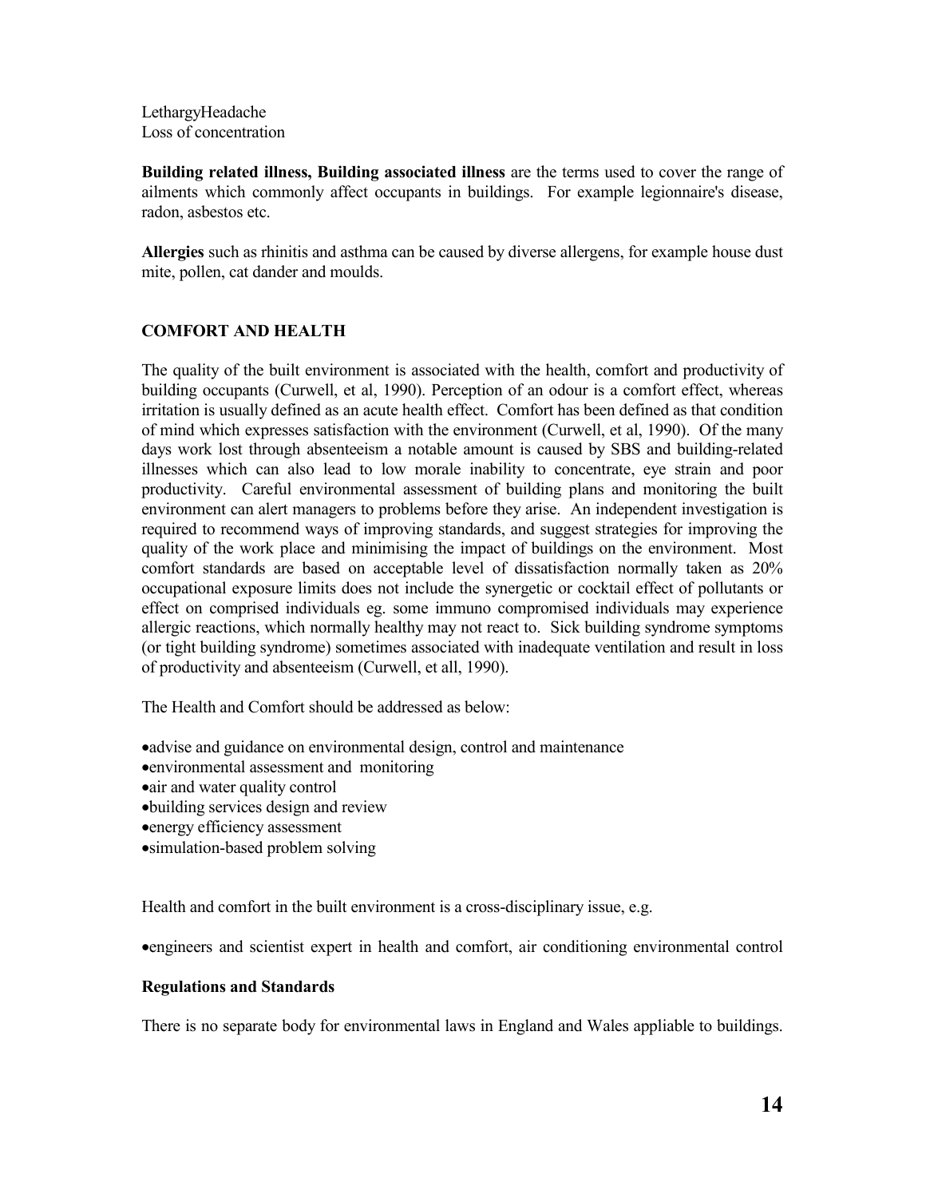LethargyHeadache
Loss of concentration

**Building related illness, Building associated illness** are the terms used to cover the range of ailments which commonly affect occupants in buildings. For example legionnaire's disease, radon, asbestos etc.

**Allergies** such as rhinitis and asthma can be caused by diverse allergens, for example house dust mite, pollen, cat dander and moulds.

## COMFORT AND HEALTH

The quality of the built environment is associated with the health, comfort and productivity of building occupants (Curwell, et al, 1990). Perception of an odour is a comfort effect, whereas irritation is usually defined as an acute health effect. Comfort has been defined as that condition of mind which expresses satisfaction with the environment (Curwell, et al, 1990). Of the many days work lost through absenteeism a notable amount is caused by SBS and building-related illnesses which can also lead to low morale inability to concentrate, eye strain and poor productivity. Careful environmental assessment of building plans and monitoring the built environment can alert managers to problems before they arise. An independent investigation is required to recommend ways of improving standards, and suggest strategies for improving the quality of the work place and minimising the impact of buildings on the environment. Most comfort standards are based on acceptable level of dissatisfaction normally taken as 20% occupational exposure limits does not include the synergetic or cocktail effect of pollutants or effect on comprised individuals eg. some immuno compromised individuals may experience allergic reactions, which normally healthy may not react to. Sick building syndrome symptoms (or tight building syndrome) sometimes associated with inadequate ventilation and result in loss of productivity and absenteeism (Curwell, et all, 1990).

The Health and Comfort should be addressed as below:

- advise and guidance on environmental design, control and maintenance
- environmental assessment and monitoring
- air and water quality control
- building services design and review
- energy efficiency assessment
- simulation-based problem solving

Health and comfort in the built environment is a cross-disciplinary issue, e.g.

- engineers and scientist expert in health and comfort, air conditioning environmental control

### Regulations and Standards

There is no separate body for environmental laws in England and Wales appliable to buildings.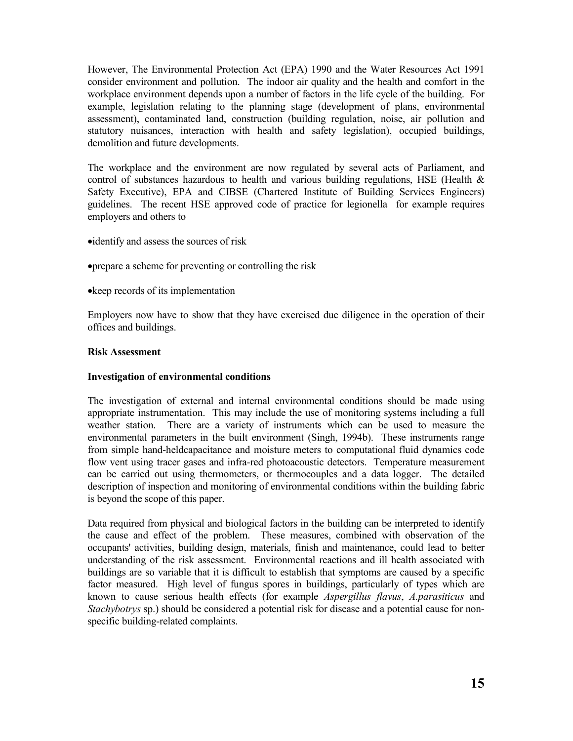However, The Environmental Protection Act (EPA) 1990 and the Water Resources Act 1991 consider environment and pollution. The indoor air quality and the health and comfort in the workplace environment depends upon a number of factors in the life cycle of the building. For example, legislation relating to the planning stage (development of plans, environmental assessment), contaminated land, construction (building regulation, noise, air pollution and statutory nuisances, interaction with health and safety legislation), occupied buildings, demolition and future developments.

The workplace and the environment are now regulated by several acts of Parliament, and control of substances hazardous to health and various building regulations, HSE (Health & Safety Executive), EPA and CIBSE (Chartered Institute of Building Services Engineers) guidelines. The recent HSE approved code of practice for legionella for example requires employers and others to

- identify and assess the sources of risk
- prepare a scheme for preventing or controlling the risk
- keep records of its implementation

Employers now have to show that they have exercised due diligence in the operation of their offices and buildings.

**Risk Assessment**

**Investigation of environmental conditions**

The investigation of external and internal environmental conditions should be made using appropriate instrumentation. This may include the use of monitoring systems including a full weather station. There are a variety of instruments which can be used to measure the environmental parameters in the built environment (Singh, 1994b). These instruments range from simple hand-heldcapacitance and moisture meters to computational fluid dynamics code flow vent using tracer gases and infra-red photoacoustic detectors. Temperature measurement can be carried out using thermometers, or thermocouples and a data logger. The detailed description of inspection and monitoring of environmental conditions within the building fabric is beyond the scope of this paper.

Data required from physical and biological factors in the building can be interpreted to identify the cause and effect of the problem. These measures, combined with observation of the occupants' activities, building design, materials, finish and maintenance, could lead to better understanding of the risk assessment. Environmental reactions and ill health associated with buildings are so variable that it is difficult to establish that symptoms are caused by a specific factor measured. High level of fungus spores in buildings, particularly of types which are known to cause serious health effects (for example *Aspergillus flavus*, *A.parasiticus* and *Stachybotrys* sp.) should be considered a potential risk for disease and a potential cause for non-specific building-related complaints.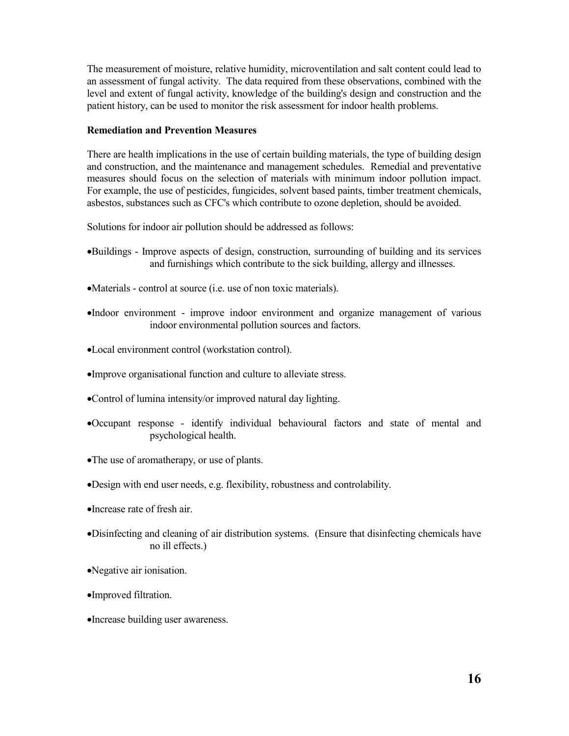The measurement of moisture, relative humidity, microventilation and salt content could lead to an assessment of fungal activity. The data required from these observations, combined with the level and extent of fungal activity, knowledge of the building's design and construction and the patient history, can be used to monitor the risk assessment for indoor health problems.

**Remediation and Prevention Measures**

There are health implications in the use of certain building materials, the type of building design and construction, and the maintenance and management schedules. Remedial and preventative measures should focus on the selection of materials with minimum indoor pollution impact. For example, the use of pesticides, fungicides, solvent based paints, timber treatment chemicals, asbestos, substances such as CFC's which contribute to ozone depletion, should be avoided.

Solutions for indoor air pollution should be addressed as follows:

- Buildings - Improve aspects of design, construction, surrounding of building and its services and furnishings which contribute to the sick building, allergy and illnesses.
- Materials - control at source (i.e. use of non toxic materials).
- Indoor environment - improve indoor environment and organize management of various indoor environmental pollution sources and factors.
- Local environment control (workstation control).
- Improve organisational function and culture to alleviate stress.
- Control of lumina intensity/or improved natural day lighting.
- Occupant response - identify individual behavioural factors and state of mental and psychological health.
- The use of aromatherapy, or use of plants.
- Design with end user needs, e.g. flexibility, robustness and controlability.
- Increase rate of fresh air.
- Disinfecting and cleaning of air distribution systems. (Ensure that disinfecting chemicals have no ill effects.)
- Negative air ionisation.
- Improved filtration.
- Increase building user awareness.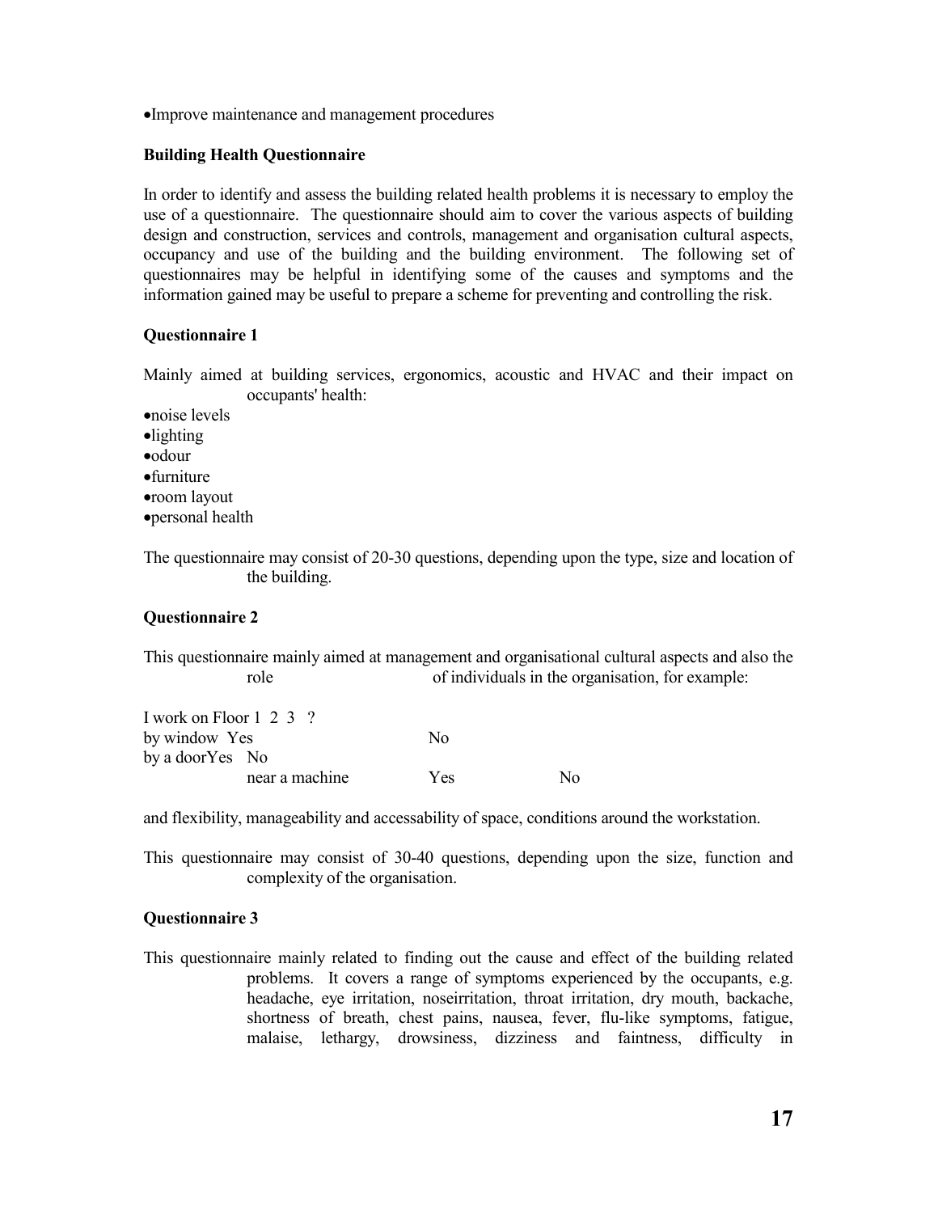- Improve maintenance and management procedures

**Building Health Questionnaire**

In order to identify and assess the building related health problems it is necessary to employ the use of a questionnaire. The questionnaire should aim to cover the various aspects of building design and construction, services and controls, management and organisation cultural aspects, occupancy and use of the building and the building environment. The following set of questionnaires may be helpful in identifying some of the causes and symptoms and the information gained may be useful to prepare a scheme for preventing and controlling the risk.

**Questionnaire 1**

Mainly aimed at building services, ergonomics, acoustic and HVAC and their impact on occupants' health:

- noise levels
- lighting
- odour
- furniture
- room layout
- personal health

The questionnaire may consist of 20-30 questions, depending upon the type, size and location of the building.

**Questionnaire 2**

This questionnaire mainly aimed at management and organisational cultural aspects and also the role of individuals in the organisation, for example:

I work on Floor 1 2 3 ?
by window Yes No
by a door Yes No
near a machine Yes No

and flexibility, manageability and accessability of space, conditions around the workstation.

This questionnaire may consist of 30-40 questions, depending upon the size, function and complexity of the organisation.

**Questionnaire 3**

This questionnaire mainly related to finding out the cause and effect of the building related problems. It covers a range of symptoms experienced by the occupants, e.g. headache, eye irritation, noseirritation, throat irritation, dry mouth, backache, shortness of breath, chest pains, nausea, fever, flu-like symptoms, fatigue, malaise, lethargy, drowsiness, dizziness and faintness, difficulty in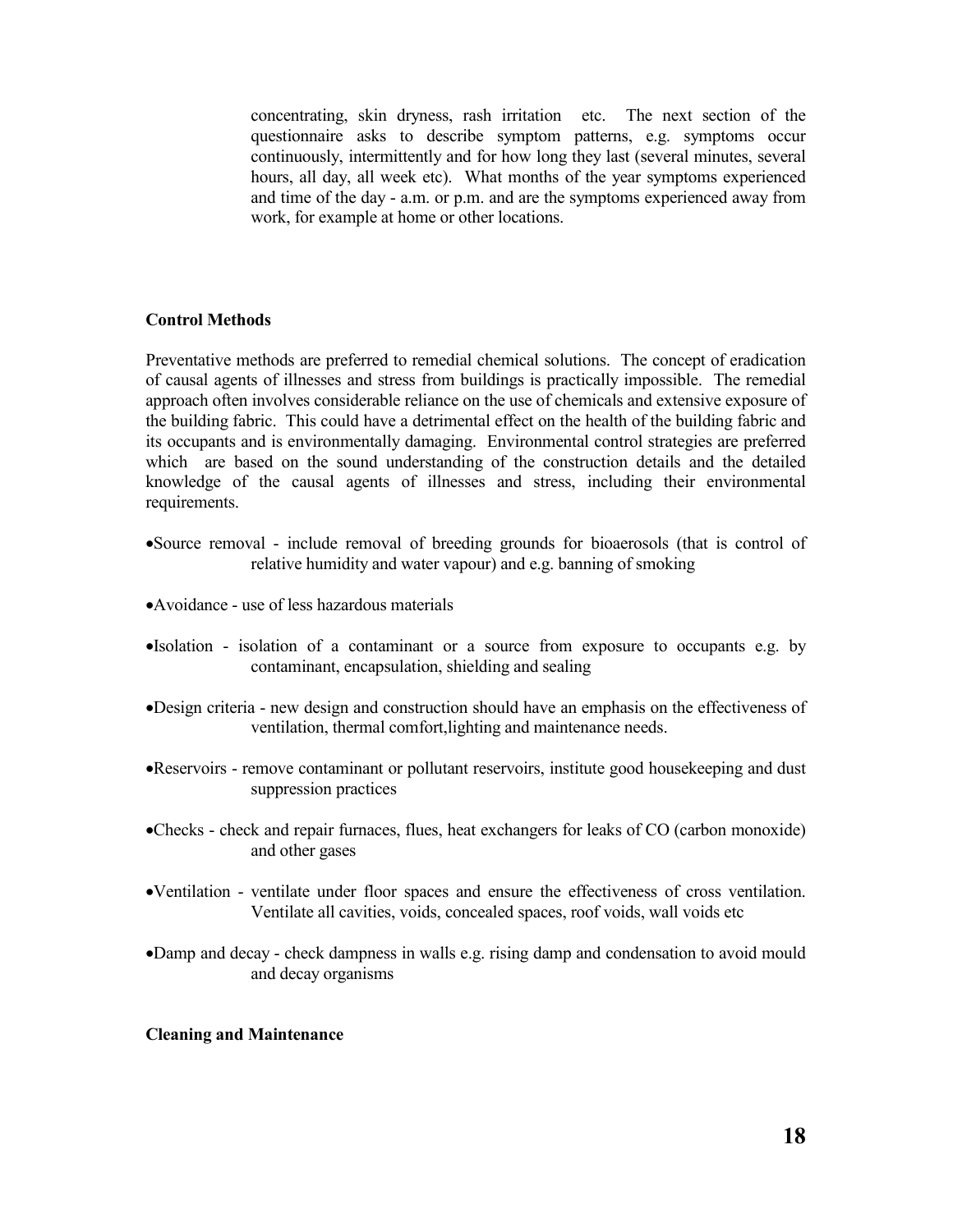concentrating, skin dryness, rash irritation etc. The next section of the questionnaire asks to describe symptom patterns, e.g. symptoms occur continuously, intermittently and for how long they last (several minutes, several hours, all day, all week etc). What months of the year symptoms experienced and time of the day - a.m. or p.m. and are the symptoms experienced away from work, for example at home or other locations.

**Control Methods**

Preventative methods are preferred to remedial chemical solutions. The concept of eradication of causal agents of illnesses and stress from buildings is practically impossible. The remedial approach often involves considerable reliance on the use of chemicals and extensive exposure of the building fabric. This could have a detrimental effect on the health of the building fabric and its occupants and is environmentally damaging. Environmental control strategies are preferred which are based on the sound understanding of the construction details and the detailed knowledge of the causal agents of illnesses and stress, including their environmental requirements.

- Source removal - include removal of breeding grounds for bioaerosols (that is control of relative humidity and water vapour) and e.g. banning of smoking
- Avoidance - use of less hazardous materials
- Isolation - isolation of a contaminant or a source from exposure to occupants e.g. by contaminant, encapsulation, shielding and sealing
- Design criteria - new design and construction should have an emphasis on the effectiveness of ventilation, thermal comfort,lighting and maintenance needs.
- Reservoirs - remove contaminant or pollutant reservoirs, institute good housekeeping and dust suppression practices
- Checks - check and repair furnaces, flues, heat exchangers for leaks of CO (carbon monoxide) and other gases
- Ventilation - ventilate under floor spaces and ensure the effectiveness of cross ventilation. Ventilate all cavities, voids, concealed spaces, roof voids, wall voids etc
- Damp and decay - check dampness in walls e.g. rising damp and condensation to avoid mould and decay organisms

**Cleaning and Maintenance**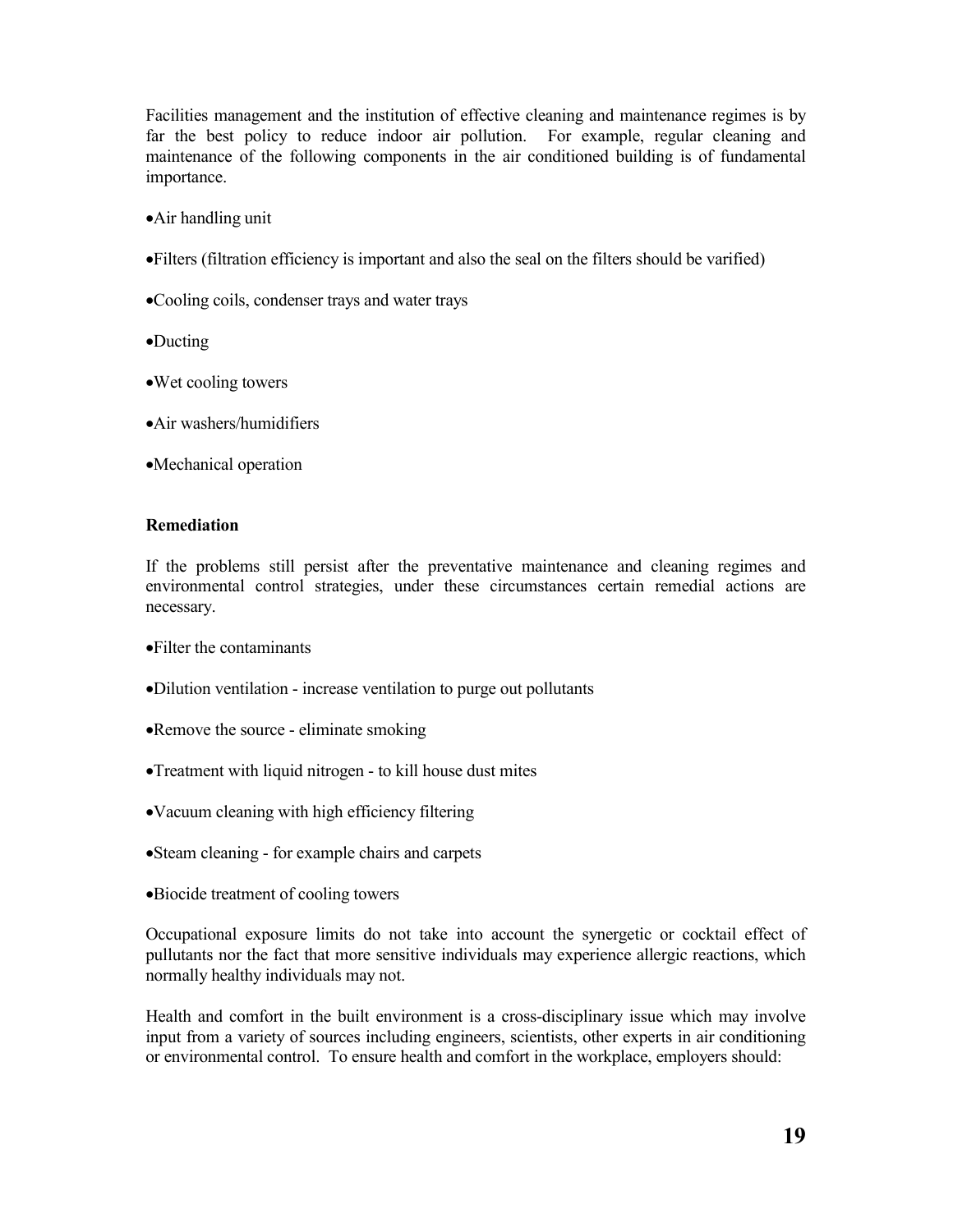Facilities management and the institution of effective cleaning and maintenance regimes is by far the best policy to reduce indoor air pollution. For example, regular cleaning and maintenance of the following components in the air conditioned building is of fundamental importance.

- Air handling unit
- Filters (filtration efficiency is important and also the seal on the filters should be varified)
- Cooling coils, condenser trays and water trays
- Ducting
- Wet cooling towers
- Air washers/humidifiers
- Mechanical operation

**Remediation**

If the problems still persist after the preventative maintenance and cleaning regimes and environmental control strategies, under these circumstances certain remedial actions are necessary.

- Filter the contaminants
- Dilution ventilation - increase ventilation to purge out pollutants
- Remove the source - eliminate smoking
- Treatment with liquid nitrogen - to kill house dust mites
- Vacuum cleaning with high efficiency filtering
- Steam cleaning - for example chairs and carpets
- Biocide treatment of cooling towers

Occupational exposure limits do not take into account the synergetic or cocktail effect of pollutants nor the fact that more sensitive individuals may experience allergic reactions, which normally healthy individuals may not.

Health and comfort in the built environment is a cross-disciplinary issue which may involve input from a variety of sources including engineers, scientists, other experts in air conditioning or environmental control. To ensure health and comfort in the workplace, employers should: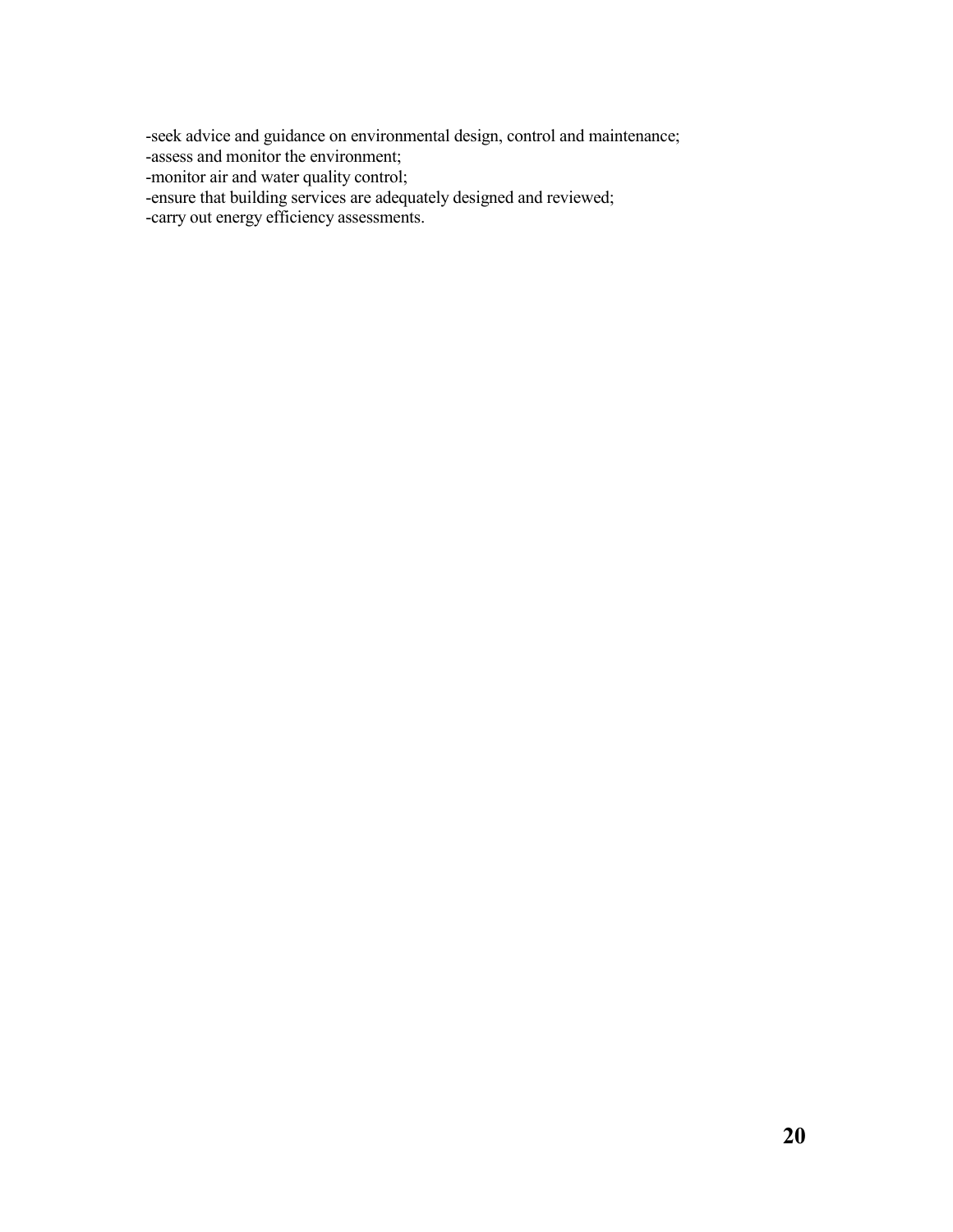-seek advice and guidance on environmental design, control and maintenance;
-assess and monitor the environment;
-monitor air and water quality control;
-ensure that building services are adequately designed and reviewed;
-carry out energy efficiency assessments.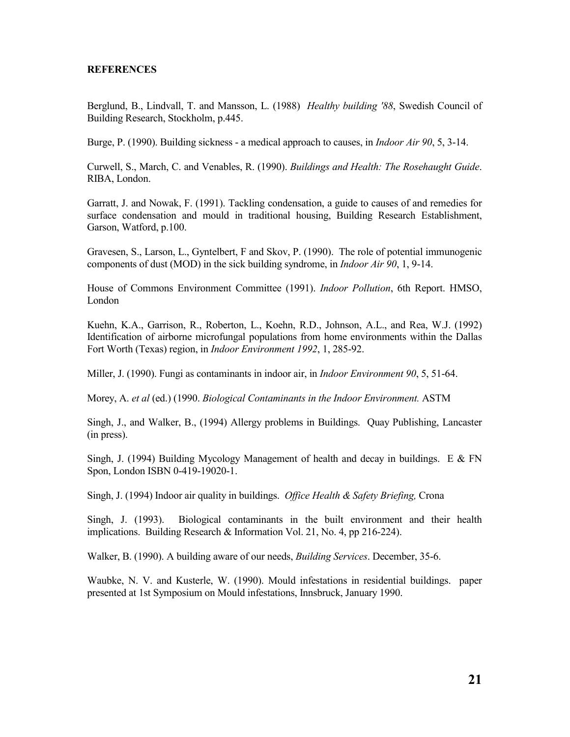**REFERENCES**

Berglund, B., Lindvall, T. and Mansson, L. (1988) *Healthy building '88*, Swedish Council of Building Research, Stockholm, p.445.

Burge, P. (1990). Building sickness - a medical approach to causes, in *Indoor Air 90*, 5, 3-14.

Curwell, S., March, C. and Venables, R. (1990). *Buildings and Health: The Rosehaught Guide*. RIBA, London.

Garratt, J. and Nowak, F. (1991). Tackling condensation, a guide to causes of and remedies for surface condensation and mould in traditional housing, Building Research Establishment, Garson, Watford, p.100.

Gravesen, S., Larson, L., Gyntelbert, F and Skov, P. (1990). The role of potential immunogenic components of dust (MOD) in the sick building syndrome, in *Indoor Air 90*, 1, 9-14.

House of Commons Environment Committee (1991). *Indoor Pollution*, 6th Report. HMSO, London

Kuehn, K.A., Garrison, R., Roberton, L., Koehn, R.D., Johnson, A.L., and Rea, W.J. (1992) Identification of airborne microfungal populations from home environments within the Dallas Fort Worth (Texas) region, in *Indoor Environment 1992*, 1, 285-92.

Miller, J. (1990). Fungi as contaminants in indoor air, in *Indoor Environment 90*, 5, 51-64.

Morey, A. *et al* (ed.) (1990. *Biological Contaminants in the Indoor Environment.* ASTM

Singh, J., and Walker, B., (1994) Allergy problems in Buildings. Quay Publishing, Lancaster (in press).

Singh, J. (1994) Building Mycology Management of health and decay in buildings. E & FN Spon, London ISBN 0-419-19020-1.

Singh, J. (1994) Indoor air quality in buildings. *Office Health & Safety Briefing,* Crona

Singh, J. (1993). Biological contaminants in the built environment and their health implications. Building Research & Information Vol. 21, No. 4, pp 216-224).

Walker, B. (1990). A building aware of our needs, *Building Services*. December, 35-6.

Waubke, N. V. and Kusterle, W. (1990). Mould infestations in residential buildings. paper presented at 1st Symposium on Mould infestations, Innsbruck, January 1990.